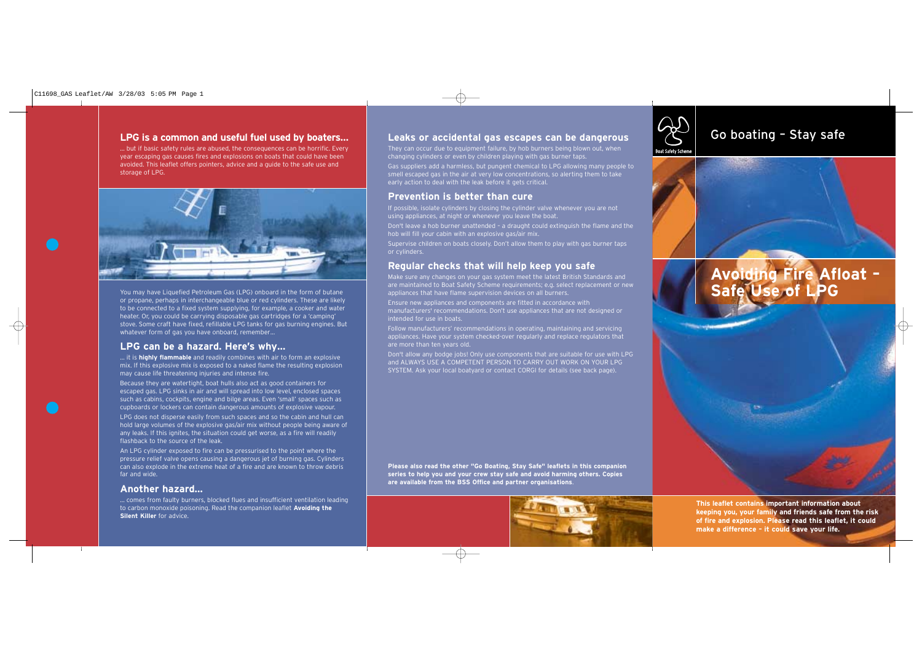## LPG is a common and useful fuel used by boaters...

... but if basic safety rules are abused, the consequences can be horrific. Every year escaping gas causes fires and explosions on boats that could have been avoided. This leaflet offers pointers, advice and a guide to the safe use and storage of LPG.

You may have Liquefied Petroleum Gas (LPG) onboard in the form of butane or propane, perhaps in interchangeable blue or red cylinders. These are likely to be connected to a fixed system supplying, for example, a cooker and water heater. Or, you could be carrying disposable gas cartridges for a 'camping' stove. Some craft have fixed, refillable LPG tanks for gas burning engines. But whatever form of gas you have onboard, remember...

## LPG can be a hazard. Here's why...

... it is **highly flammable** and readily combines with air to form an explosive mix. If this explosive mix is exposed to a naked flame the resulting explosion may cause life threatening injuries and intense fire.

Because they are watertight, boat hulls also act as good containers for escaped gas. LPG sinks in air and will spread into low level, enclosed spaces such as cabins, cockpits, engine and bilge areas. Even 'small' spaces such as cupboards or lockers can contain dangerous amounts of explosive vapour.

LPG does not disperse easily from such spaces and so the cabin and hull can hold large volumes of the explosive gas/air mix without people being aware of any leaks. If this ignites, the situation could get worse, as a fire will readily flashback to the source of the leak.

An LPG cylinder exposed to fire can be pressurised to the point where the pressure relief valve opens causing a dangerous jet of burning gas. Cylinders can also explode in the extreme heat of a fire and are known to throw debris far and wide.

## Another hazard...

... comes from faulty burners, blocked flues and insufficient ventilation leading to carbon monoxide poisoning. Read the companion leaflet **Avoiding the Silent Killer** for advice.

## Leaks or accidental gas escapes can be dangerous

They can occur due to equipment failure, by hob burners being blown out, when changing cylinders or even by children playing with gas burner taps.

Gas suppliers add a harmless, but pungent chemical to LPG allowing many people to smell escaped gas in the air at very low concentrations, so alerting them to take early action to deal with the leak before it gets critical.

## Prevention is better than cure

If possible, isolate cylinders by closing the cylinder valve whenever you are not using appliances, at night or whenever you leave the boat.

Don't leave a hob burner unattended – a draught could extinguish the flame and the hob will fill your cabin with an explosive gas/air mix.

Supervise children on boats closely. Don't allow them to play with gas burner taps or cylinders.

## Regular checks that will help keep you safe

Make sure any changes on your gas system meet the latest British Standards and are maintained to Boat Safety Scheme requirements; e.g. select replacement or new appliances that have flame supervision devices on all burners.

Ensure new appliances and components are fitted in accordance with manufacturers' recommendations. Don't use appliances that are not designed or intended for use in boats.

Follow manufacturers' recommendations in operating, maintaining and servicing appliances. Have your system checked-over regularly and replace regulators that are more than ten years old.

Don't allow any bodge jobs! Only use components that are suitable for use with LPG and ALWAYS USE A COMPETENT PERSON TO CARRY OUT WORK ON YOUR LPG SYSTEM. Ask your local boatyard or contact CORGI for details (see back page).

**Please also read the other "Go Boating, Stay Safe" leaflets in this companion series to help you and your crew stay safe and avoid harming others. Copies are available from the BSS Office and partner organisations.**

Boat Safety Scheme

# Go boating – Stay safe

# Avoiding Fire Afloat – Safe Use of LPG

**This leaflet contains important information about keeping you, your family and friends safe from the risk of fire and explosion. Please read this leaflet, it could make a difference – it could save your life.**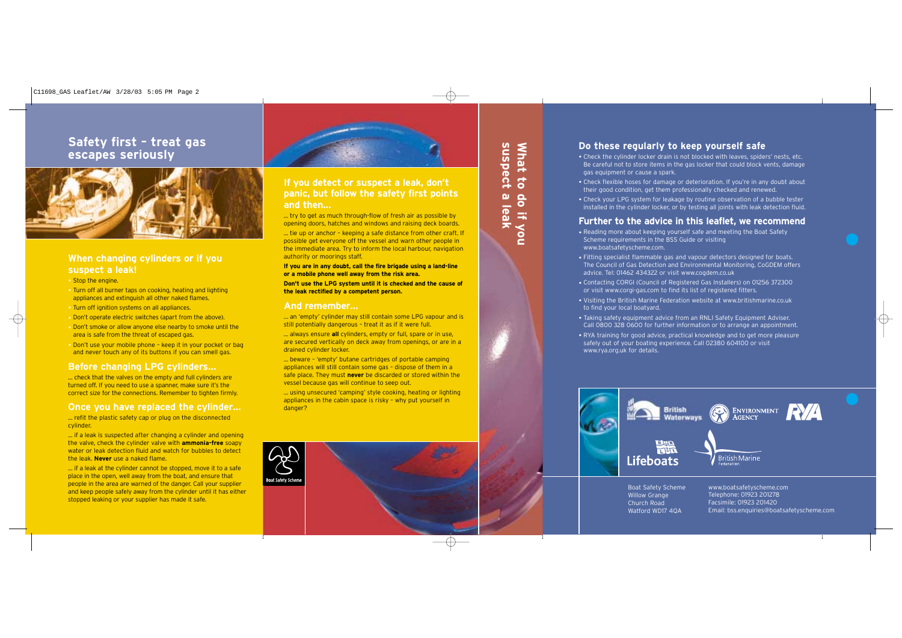## Safety first – treat gas escapes seriously

### When changing cylinders or if you suspect a leak!

- Stop the engine.
- Turn off all burner taps on cooking, heating and lighting appliances and extinguish all other naked flames.
- Turn off ignition systems on all appliances.
- Don't operate electric switches (apart from the above).
- Don't smoke or allow anyone else nearby to smoke until the area is safe from the threat of escaped gas.
- Don't use your mobile phone – keep it in your pocket or bag and never touch any of its buttons if you can smell gas.

### Before changing LPG cylinders...

... check that the valves on the empty and full cylinders are turned off. If you need to use a spanner, make sure it's the correct size for the connections. Remember to tighten firmly.

### Once you have replaced the cylinder...

... refit the plastic safety cap or plug on the disconnected cylinder.

... if a leak is suspected after changing a cylinder and opening the valve, check the cylinder valve with **ammonia-free** soapy water or leak detection fluid and watch for bubbles to detect the leak. **Never** use a naked flame.

... if a leak at the cylinder cannot be stopped, move it to a safe place in the open, well away from the boat, and ensure that people in the area are warned of the danger. Call your supplier and keep people safely away from the cylinder until it has either stopped leaking or your supplier has made it safe.

### If you detect or suspect a leak, don't panic, but follow the safety first points and then...

... try to get as much through-flow of fresh air as possible by opening doors, hatches and windows and raising deck boards.

... tie up or anchor – keeping a safe distance from other craft. If possible get everyone off the vessel and warn other people in the immediate area. Try to inform the local harbour, navigation authority or moorings staff.

**If you are in any doubt, call the fire brigade using a land-line or a mobile phone well away from the risk area.**

**Don't use the LPG system until it is checked and the cause of the leak rectified by a competent person.**

### And remember...

... an 'empty' cylinder may still contain some LPG vapour and is still potentially dangerous – treat it as if it were full.

... always ensure **all** cylinders, empty or full, spare or in use, are secured vertically on deck away from openings, or are in a drained cylinder locker.

... beware – 'empty' butane cartridges of portable camping appliances will still contain some gas – dispose of them in a safe place. They must **never** be discarded or stored within the vessel because gas will continue to seep out.

... using unsecured 'camping' style cooking, heating or lighting appliances in the cabin space is risky – why put yourself in danger?

Boat Safety Scheme

## What to do if you suspect a leak

### Do these regularly to keep yourself safe

- Check the cylinder locker drain is not blocked with leaves, spiders' nests, etc. Be careful not to store items in the gas locker that could block vents, damage gas equipment or cause a spark.
- Check flexible hoses for damage or deterioration. If you're in any doubt about their good condition, get them professionally checked and renewed.
- Check your LPG system for leakage by routine observation of a bubble tester installed in the cylinder locker, or by testing all joints with leak detection fluid.

### Further to the advice in this leaflet, we recommend

- Reading more about keeping yourself safe and meeting the Boat Safety Scheme requirements in the BSS Guide or visiting www.boatsafetyscheme.com.
- Fitting specialist flammable gas and vapour detectors designed for boats. The Council of Gas Detection and Environmental Monitoring, CoGDEM offers advice. Tel: 01462 434322 or visit www.cogdem.co.uk
- Contacting CORGI (Council of Registered Gas Installers) on 01256 372300 or visit www.corgi-gas.com to find its list of registered fitters.
- Visiting the British Marine Federation website at www.britishmarine.co.uk to find your local boatyard.
- Taking safety equipment advice from an RNLI Safety Equipment Adviser. Call 0800 328 0600 for further information or to arrange an appointment.
- RYA training for good advice, practical knowledge and to get more pleasure safely out of your boating experience. Call 02380 604100 or visit www.rya.org.uk for details.

British Waterways | Environment Agency | RYA | Lifeboats | British Marine Federation

Boat Safety Scheme
Willow Grange
Church Road
Watford WD17 4QA

www.boatsafetyscheme.com
Telephone: 01923 201278
Facsimile: 01923 201420
Email: bss.enquiries@boatsafetyscheme.com